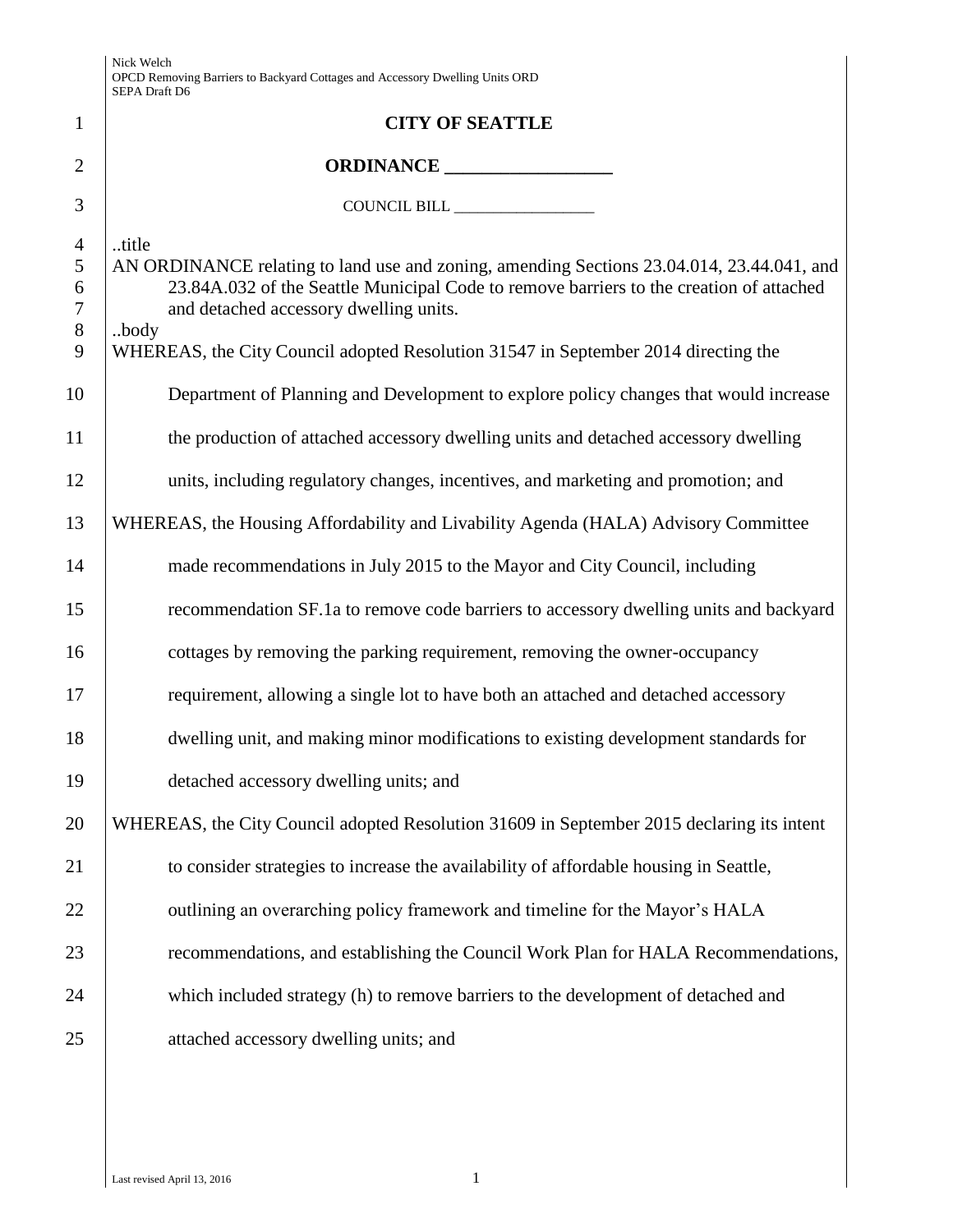# CITY OF SEATTLE

## ORDINANCE __________________

COUNCIL BILL __________________

..title

AN ORDINANCE relating to land use and zoning, amending Sections 23.04.014, 23.44.041, and 23.84A.032 of the Seattle Municipal Code to remove barriers to the creation of attached and detached accessory dwelling units.

..body

WHEREAS, the City Council adopted Resolution 31547 in September 2014 directing the Department of Planning and Development to explore policy changes that would increase the production of attached accessory dwelling units and detached accessory dwelling units, including regulatory changes, incentives, and marketing and promotion; and

WHEREAS, the Housing Affordability and Livability Agenda (HALA) Advisory Committee made recommendations in July 2015 to the Mayor and City Council, including recommendation SF.1a to remove code barriers to accessory dwelling units and backyard cottages by removing the parking requirement, removing the owner-occupancy requirement, allowing a single lot to have both an attached and detached accessory dwelling unit, and making minor modifications to existing development standards for detached accessory dwelling units; and

WHEREAS, the City Council adopted Resolution 31609 in September 2015 declaring its intent to consider strategies to increase the availability of affordable housing in Seattle, outlining an overarching policy framework and timeline for the Mayor's HALA recommendations, and establishing the Council Work Plan for HALA Recommendations, which included strategy (h) to remove barriers to the development of detached and attached accessory dwelling units; and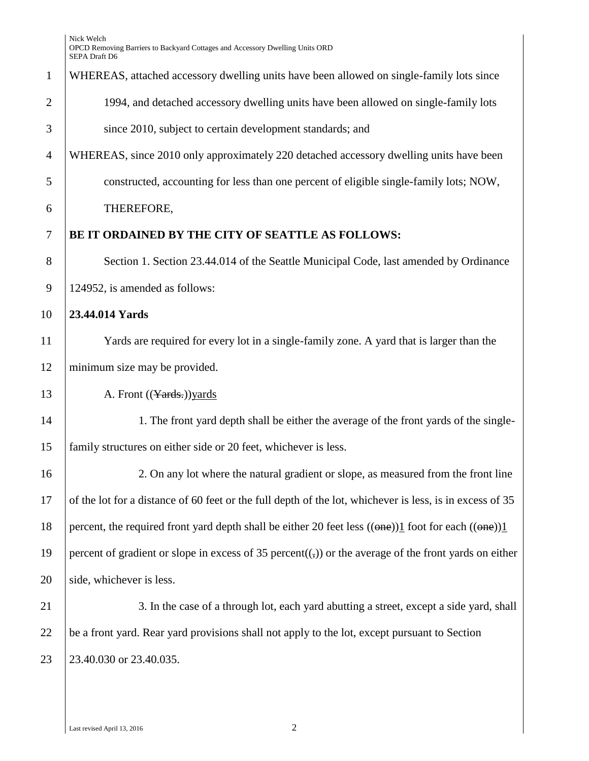WHEREAS, attached accessory dwelling units have been allowed on single-family lots since 1994, and detached accessory dwelling units have been allowed on single-family lots since 2010, subject to certain development standards; and

WHEREAS, since 2010 only approximately 220 detached accessory dwelling units have been constructed, accounting for less than one percent of eligible single-family lots; NOW, THEREFORE,

**BE IT ORDAINED BY THE CITY OF SEATTLE AS FOLLOWS:**

Section 1. Section 23.44.014 of the Seattle Municipal Code, last amended by Ordinance 124952, is amended as follows:

**23.44.014 Yards**

Yards are required for every lot in a single-family zone. A yard that is larger than the minimum size may be provided.

A. Front ((~~Yards.~~))yards

1. The front yard depth shall be either the average of the front yards of the single-family structures on either side or 20 feet, whichever is less.

2. On any lot where the natural gradient or slope, as measured from the front line of the lot for a distance of 60 feet or the full depth of the lot, whichever is less, is in excess of 35 percent, the required front yard depth shall be either 20 feet less ((~~one~~))1 foot for each ((~~one~~))1 percent of gradient or slope in excess of 35 percent((~~,~~)) or the average of the front yards on either side, whichever is less.

3. In the case of a through lot, each yard abutting a street, except a side yard, shall be a front yard. Rear yard provisions shall not apply to the lot, except pursuant to Section 23.40.030 or 23.40.035.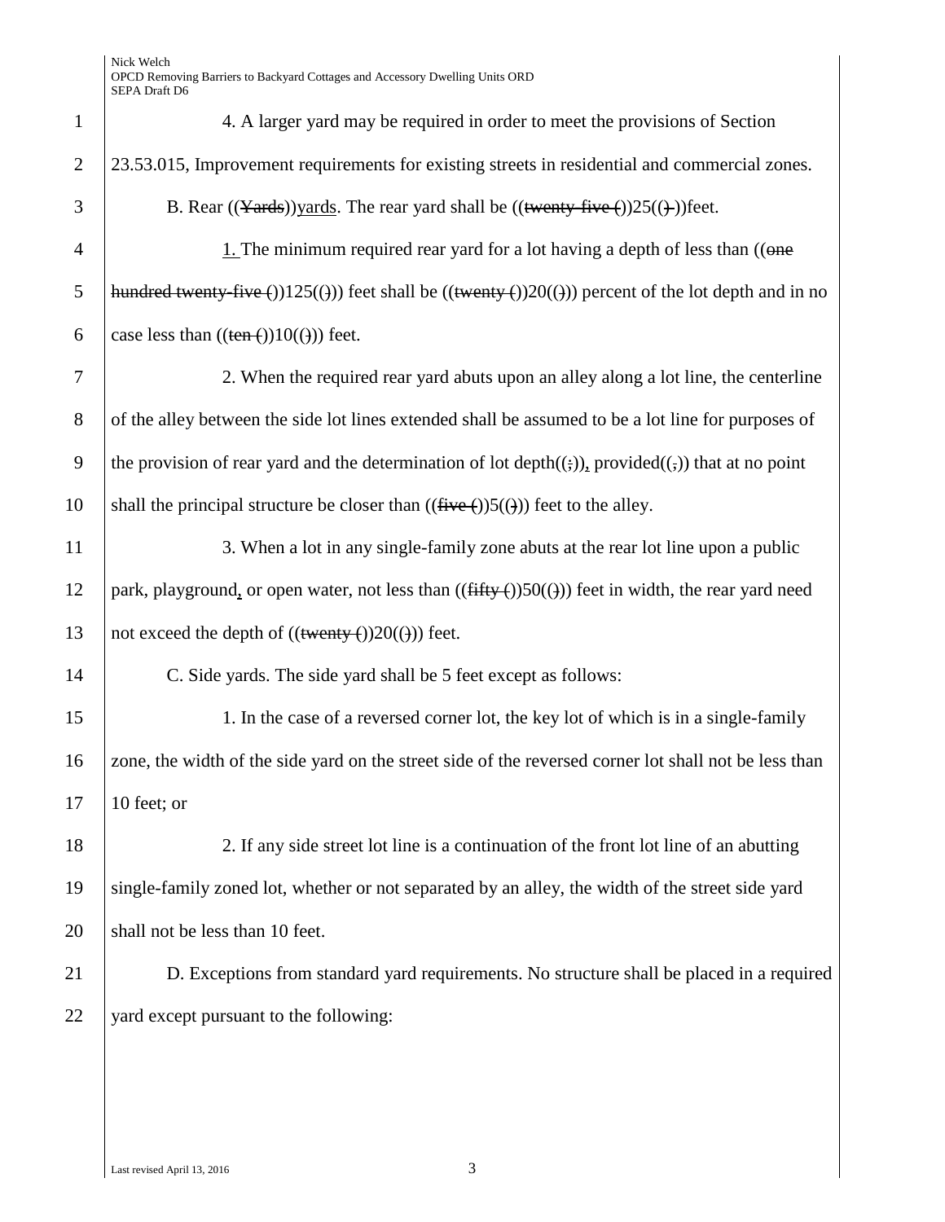4. A larger yard may be required in order to meet the provisions of Section 23.53.015, Improvement requirements for existing streets in residential and commercial zones.

B. Rear ((~~Yards~~))yards. The rear yard shall be ((~~twenty-five (~~))25((~~)~~))feet.

1. The minimum required rear yard for a lot having a depth of less than ((~~one hundred twenty-five (~~))125((~~)~~)) feet shall be ((~~twenty (~~))20((~~)~~)) percent of the lot depth and in no case less than ((~~ten (~~))10((~~)~~)) feet.

2. When the required rear yard abuts upon an alley along a lot line, the centerline of the alley between the side lot lines extended shall be assumed to be a lot line for purposes of the provision of rear yard and the determination of lot depth((~~;~~)), provided((~~,~~)) that at no point shall the principal structure be closer than ((~~five (~~))5((~~)~~)) feet to the alley.

3. When a lot in any single-family zone abuts at the rear lot line upon a public park, playground, or open water, not less than ((~~fifty (~~))50((~~)~~)) feet in width, the rear yard need not exceed the depth of ((~~twenty (~~))20((~~)~~)) feet.

C. Side yards. The side yard shall be 5 feet except as follows:

1. In the case of a reversed corner lot, the key lot of which is in a single-family zone, the width of the side yard on the street side of the reversed corner lot shall not be less than 10 feet; or

2. If any side street lot line is a continuation of the front lot line of an abutting single-family zoned lot, whether or not separated by an alley, the width of the street side yard shall not be less than 10 feet.

D. Exceptions from standard yard requirements. No structure shall be placed in a required yard except pursuant to the following: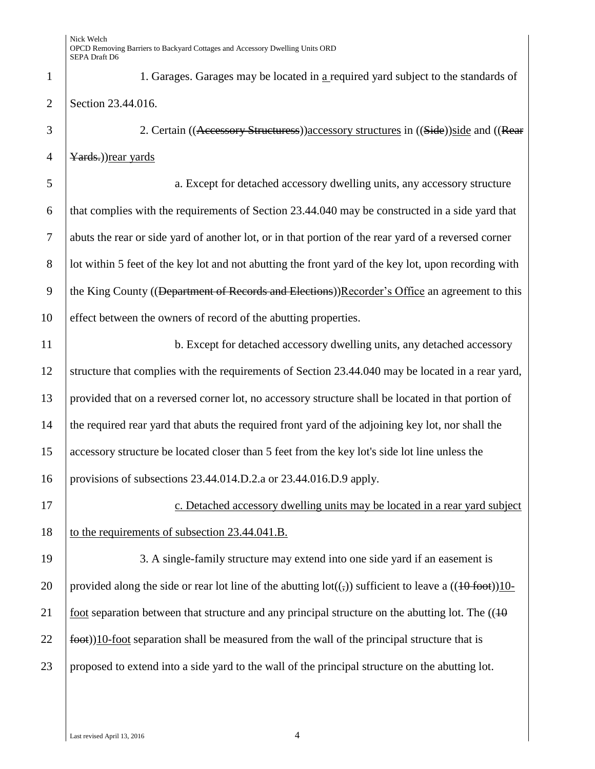1. Garages. Garages may be located in a required yard subject to the standards of Section 23.44.016.

2. Certain ((~~Accessory Structuress~~))accessory structures in ((~~Side~~))side and ((~~Rear Yards.~~))rear yards

a. Except for detached accessory dwelling units, any accessory structure that complies with the requirements of Section 23.44.040 may be constructed in a side yard that abuts the rear or side yard of another lot, or in that portion of the rear yard of a reversed corner lot within 5 feet of the key lot and not abutting the front yard of the key lot, upon recording with the King County ((~~Department of Records and Elections~~))Recorder's Office an agreement to this effect between the owners of record of the abutting properties.

b. Except for detached accessory dwelling units, any detached accessory structure that complies with the requirements of Section 23.44.040 may be located in a rear yard, provided that on a reversed corner lot, no accessory structure shall be located in that portion of the required rear yard that abuts the required front yard of the adjoining key lot, nor shall the accessory structure be located closer than 5 feet from the key lot's side lot line unless the provisions of subsections 23.44.014.D.2.a or 23.44.016.D.9 apply.

c. Detached accessory dwelling units may be located in a rear yard subject to the requirements of subsection 23.44.041.B.

3. A single-family structure may extend into one side yard if an easement is provided along the side or rear lot line of the abutting lot((~~,~~)) sufficient to leave a ((~~10 foot~~))10-foot separation between that structure and any principal structure on the abutting lot. The ((~~10 foot~~))10-foot separation shall be measured from the wall of the principal structure that is proposed to extend into a side yard to the wall of the principal structure on the abutting lot.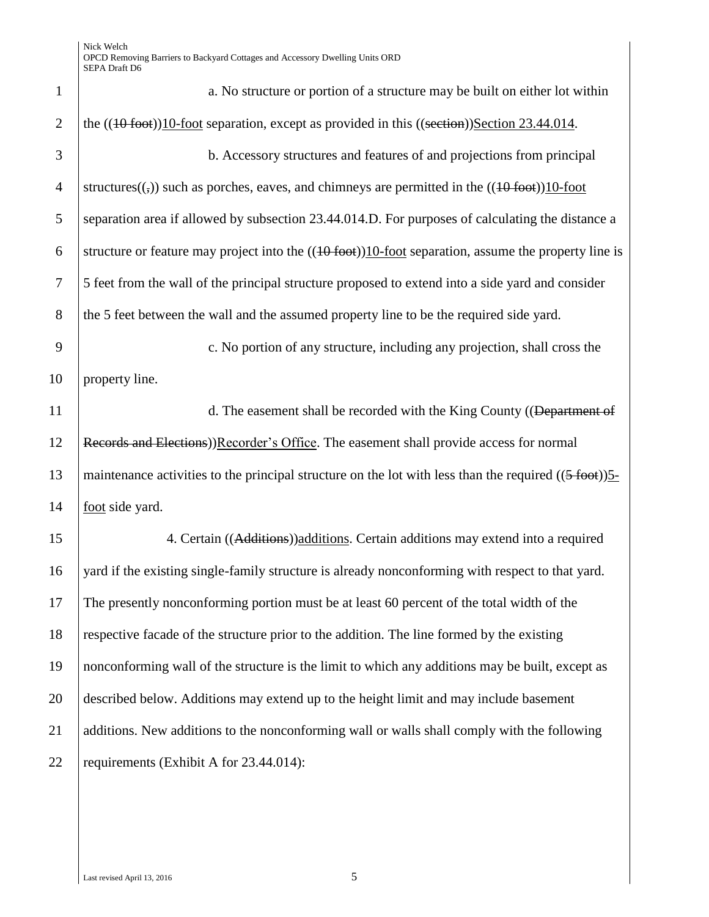a. No structure or portion of a structure may be built on either lot within the ((10 foot))10-foot separation, except as provided in this ((section))Section 23.44.014.

b. Accessory structures and features of and projections from principal structures((,)) such as porches, eaves, and chimneys are permitted in the ((10 foot))10-foot separation area if allowed by subsection 23.44.014.D. For purposes of calculating the distance a structure or feature may project into the ((10 foot))10-foot separation, assume the property line is 5 feet from the wall of the principal structure proposed to extend into a side yard and consider the 5 feet between the wall and the assumed property line to be the required side yard.

c. No portion of any structure, including any projection, shall cross the property line.

d. The easement shall be recorded with the King County ((Department of Records and Elections))Recorder's Office. The easement shall provide access for normal maintenance activities to the principal structure on the lot with less than the required ((5 foot))5-foot side yard.

4. Certain ((Additions))additions. Certain additions may extend into a required yard if the existing single-family structure is already nonconforming with respect to that yard. The presently nonconforming portion must be at least 60 percent of the total width of the respective facade of the structure prior to the addition. The line formed by the existing nonconforming wall of the structure is the limit to which any additions may be built, except as described below. Additions may extend up to the height limit and may include basement additions. New additions to the nonconforming wall or walls shall comply with the following requirements (Exhibit A for 23.44.014):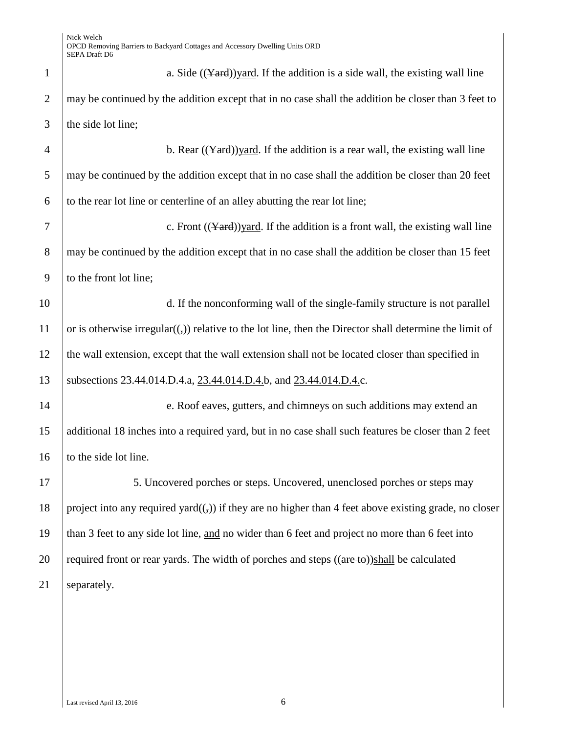a. Side ((~~Yard~~))<u>yard</u>. If the addition is a side wall, the existing wall line may be continued by the addition except that in no case shall the addition be closer than 3 feet to the side lot line;

b. Rear ((~~Yard~~))<u>yard</u>. If the addition is a rear wall, the existing wall line may be continued by the addition except that in no case shall the addition be closer than 20 feet to the rear lot line or centerline of an alley abutting the rear lot line;

c. Front ((~~Yard~~))<u>yard</u>. If the addition is a front wall, the existing wall line may be continued by the addition except that in no case shall the addition be closer than 15 feet to the front lot line;

d. If the nonconforming wall of the single-family structure is not parallel or is otherwise irregular((~~,~~)) relative to the lot line, then the Director shall determine the limit of the wall extension, except that the wall extension shall not be located closer than specified in subsections 23.44.014.D.4.a, <u>23.44.014.D.4.</u>b, and <u>23.44.014.D.4.</u>c.

e. Roof eaves, gutters, and chimneys on such additions may extend an additional 18 inches into a required yard, but in no case shall such features be closer than 2 feet to the side lot line.

5. Uncovered porches or steps. Uncovered, unenclosed porches or steps may project into any required yard((~~,~~)) if they are no higher than 4 feet above existing grade, no closer than 3 feet to any side lot line, <u>and</u> no wider than 6 feet and project no more than 6 feet into required front or rear yards. The width of porches and steps ((~~are to~~))<u>shall</u> be calculated separately.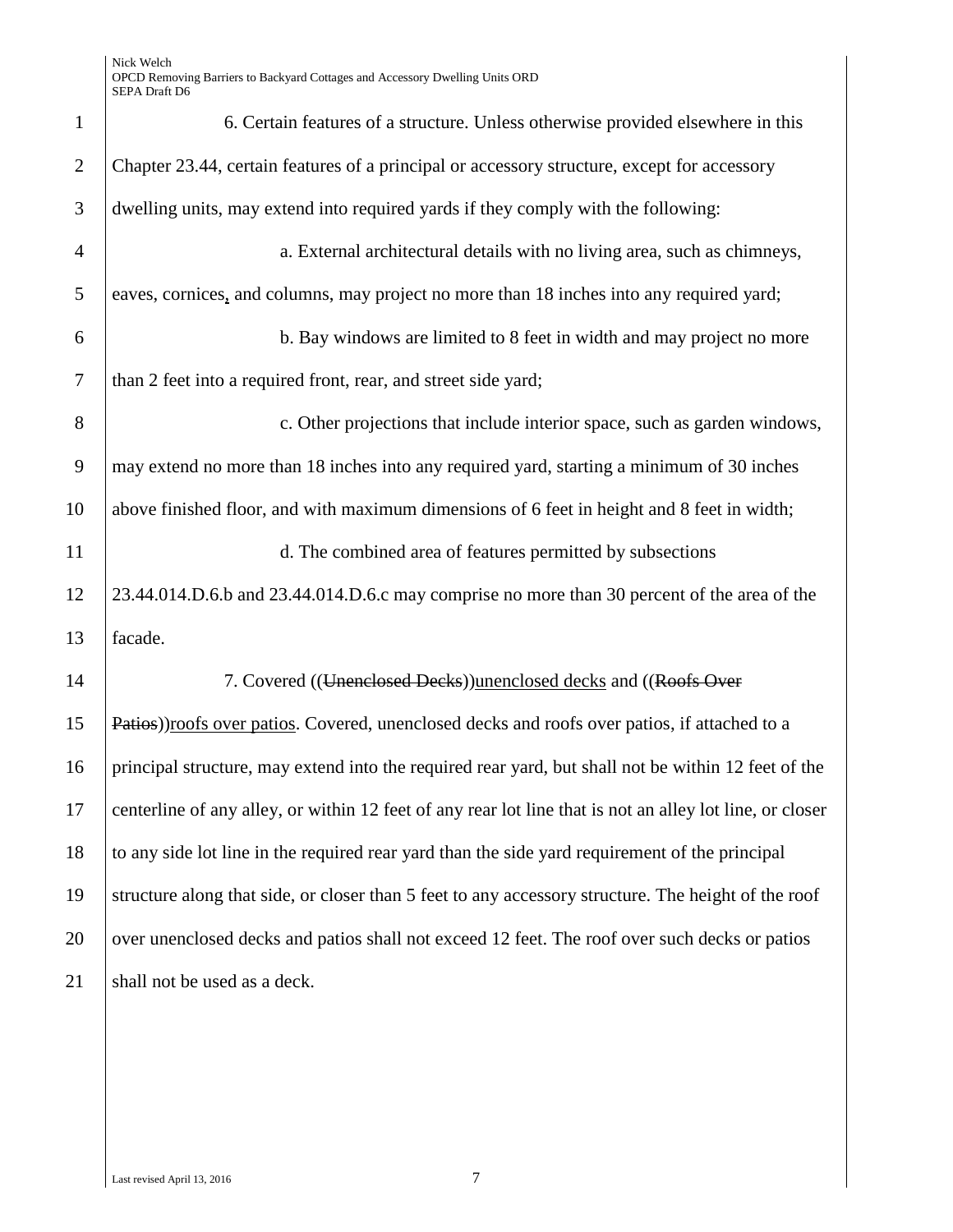6. Certain features of a structure. Unless otherwise provided elsewhere in this Chapter 23.44, certain features of a principal or accessory structure, except for accessory dwelling units, may extend into required yards if they comply with the following:

a. External architectural details with no living area, such as chimneys, eaves, cornices, and columns, may project no more than 18 inches into any required yard;

b. Bay windows are limited to 8 feet in width and may project no more than 2 feet into a required front, rear, and street side yard;

c. Other projections that include interior space, such as garden windows, may extend no more than 18 inches into any required yard, starting a minimum of 30 inches above finished floor, and with maximum dimensions of 6 feet in height and 8 feet in width;

d. The combined area of features permitted by subsections 23.44.014.D.6.b and 23.44.014.D.6.c may comprise no more than 30 percent of the area of the facade.

7. Covered ((~~Unenclosed Decks~~))unenclosed decks and ((~~Roofs Over Patios~~))roofs over patios. Covered, unenclosed decks and roofs over patios, if attached to a principal structure, may extend into the required rear yard, but shall not be within 12 feet of the centerline of any alley, or within 12 feet of any rear lot line that is not an alley lot line, or closer to any side lot line in the required rear yard than the side yard requirement of the principal structure along that side, or closer than 5 feet to any accessory structure. The height of the roof over unenclosed decks and patios shall not exceed 12 feet. The roof over such decks or patios shall not be used as a deck.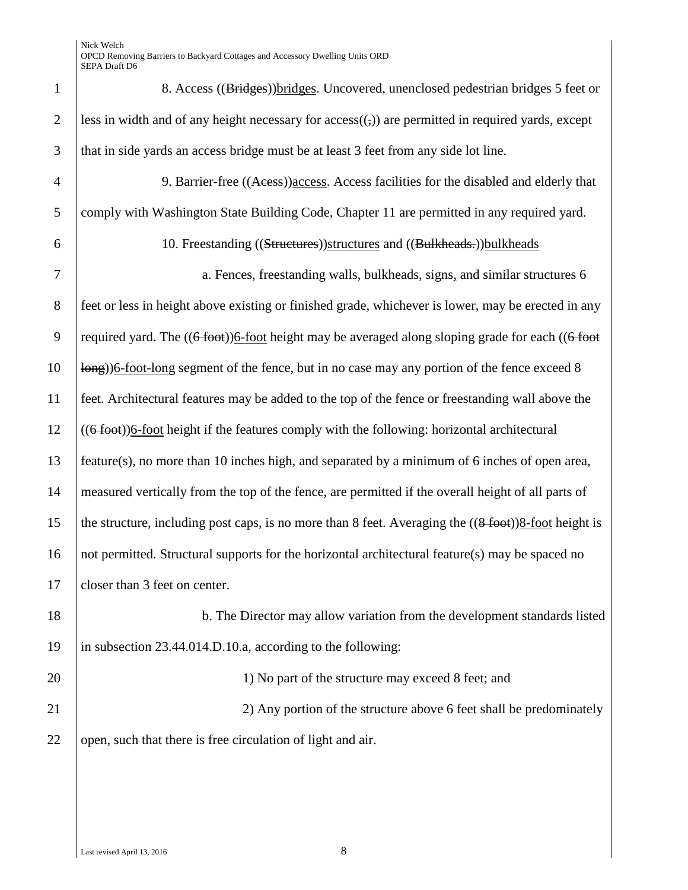8. Access ((~~Bridges~~))<u>bridges</u>. Uncovered, unenclosed pedestrian bridges 5 feet or less in width and of any height necessary for access((~~,~~)) are permitted in required yards, except that in side yards an access bridge must be at least 3 feet from any side lot line.

9. Barrier-free ((~~Acess~~))<u>access</u>. Access facilities for the disabled and elderly that comply with Washington State Building Code, Chapter 11 are permitted in any required yard.

10. Freestanding ((~~Structures~~))<u>structures</u> and ((~~Bulkheads.~~))<u>bulkheads</u>

a. Fences, freestanding walls, bulkheads, signs<u>,</u> and similar structures 6 feet or less in height above existing or finished grade, whichever is lower, may be erected in any required yard. The ((~~6 foot~~))<u>6-foot</u> height may be averaged along sloping grade for each ((~~6 foot long~~))<u>6-foot-long</u> segment of the fence, but in no case may any portion of the fence exceed 8 feet. Architectural features may be added to the top of the fence or freestanding wall above the ((~~6 foot~~))<u>6-foot</u> height if the features comply with the following: horizontal architectural feature(s), no more than 10 inches high, and separated by a minimum of 6 inches of open area, measured vertically from the top of the fence, are permitted if the overall height of all parts of the structure, including post caps, is no more than 8 feet. Averaging the ((~~8 foot~~))<u>8-foot</u> height is not permitted. Structural supports for the horizontal architectural feature(s) may be spaced no closer than 3 feet on center.

b. The Director may allow variation from the development standards listed in subsection 23.44.014.D.10.a, according to the following:

1) No part of the structure may exceed 8 feet; and

2) Any portion of the structure above 6 feet shall be predominately open, such that there is free circulation of light and air.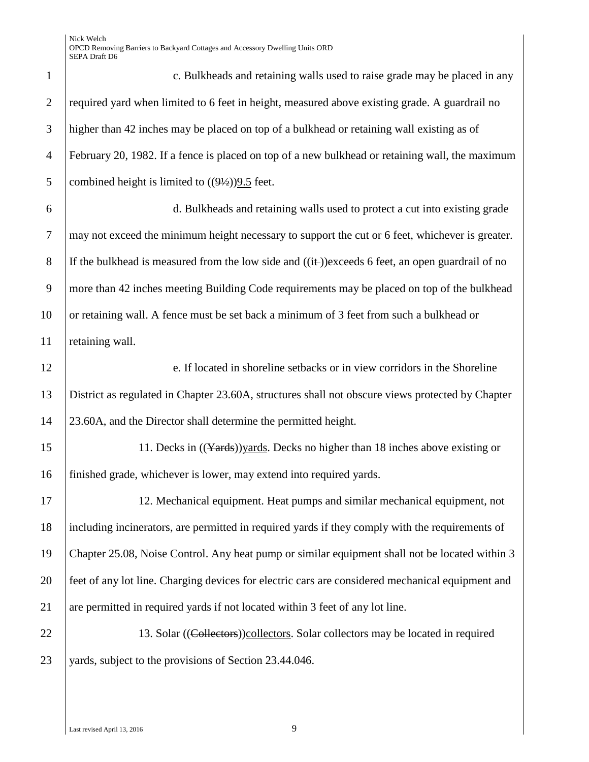c. Bulkheads and retaining walls used to raise grade may be placed in any required yard when limited to 6 feet in height, measured above existing grade. A guardrail no higher than 42 inches may be placed on top of a bulkhead or retaining wall existing as of February 20, 1982. If a fence is placed on top of a new bulkhead or retaining wall, the maximum combined height is limited to ((~~9½~~))9.5 feet.

d. Bulkheads and retaining walls used to protect a cut into existing grade may not exceed the minimum height necessary to support the cut or 6 feet, whichever is greater. If the bulkhead is measured from the low side and ((~~it~~ ))exceeds 6 feet, an open guardrail of no more than 42 inches meeting Building Code requirements may be placed on top of the bulkhead or retaining wall. A fence must be set back a minimum of 3 feet from such a bulkhead or retaining wall.

e. If located in shoreline setbacks or in view corridors in the Shoreline District as regulated in Chapter 23.60A, structures shall not obscure views protected by Chapter 23.60A, and the Director shall determine the permitted height.

11. Decks in ((~~Yards~~))yards. Decks no higher than 18 inches above existing or finished grade, whichever is lower, may extend into required yards.

12. Mechanical equipment. Heat pumps and similar mechanical equipment, not including incinerators, are permitted in required yards if they comply with the requirements of Chapter 25.08, Noise Control. Any heat pump or similar equipment shall not be located within 3 feet of any lot line. Charging devices for electric cars are considered mechanical equipment and are permitted in required yards if not located within 3 feet of any lot line.

13. Solar ((~~Collectors~~))collectors. Solar collectors may be located in required yards, subject to the provisions of Section 23.44.046.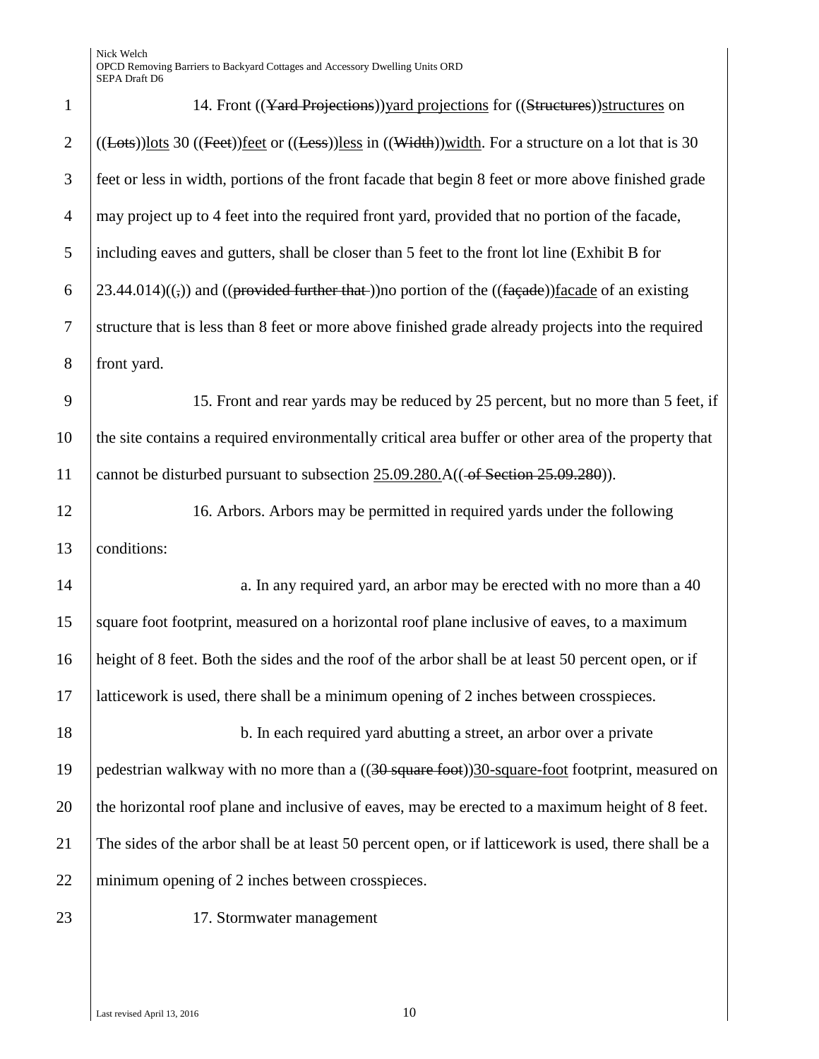14. Front ((~~Yard Projections~~))yard projections for ((~~Structures~~))structures on ((~~Lots~~))lots 30 ((~~Feet~~))feet or ((~~Less~~))less in ((~~Width~~))width. For a structure on a lot that is 30 feet or less in width, portions of the front facade that begin 8 feet or more above finished grade may project up to 4 feet into the required front yard, provided that no portion of the facade, including eaves and gutters, shall be closer than 5 feet to the front lot line (Exhibit B for 23.44.014)((~~,~~)) and ((~~provided further that~~ ))no portion of the ((~~façade~~))facade of an existing structure that is less than 8 feet or more above finished grade already projects into the required front yard.

15. Front and rear yards may be reduced by 25 percent, but no more than 5 feet, if the site contains a required environmentally critical area buffer or other area of the property that cannot be disturbed pursuant to subsection 25.09.280.A((~~ of Section 25.09.280~~)).

16. Arbors. Arbors may be permitted in required yards under the following conditions:

a. In any required yard, an arbor may be erected with no more than a 40 square foot footprint, measured on a horizontal roof plane inclusive of eaves, to a maximum height of 8 feet. Both the sides and the roof of the arbor shall be at least 50 percent open, or if latticework is used, there shall be a minimum opening of 2 inches between crosspieces.

b. In each required yard abutting a street, an arbor over a private pedestrian walkway with no more than a ((~~30 square foot~~))30-square-foot footprint, measured on the horizontal roof plane and inclusive of eaves, may be erected to a maximum height of 8 feet. The sides of the arbor shall be at least 50 percent open, or if latticework is used, there shall be a minimum opening of 2 inches between crosspieces.

17. Stormwater management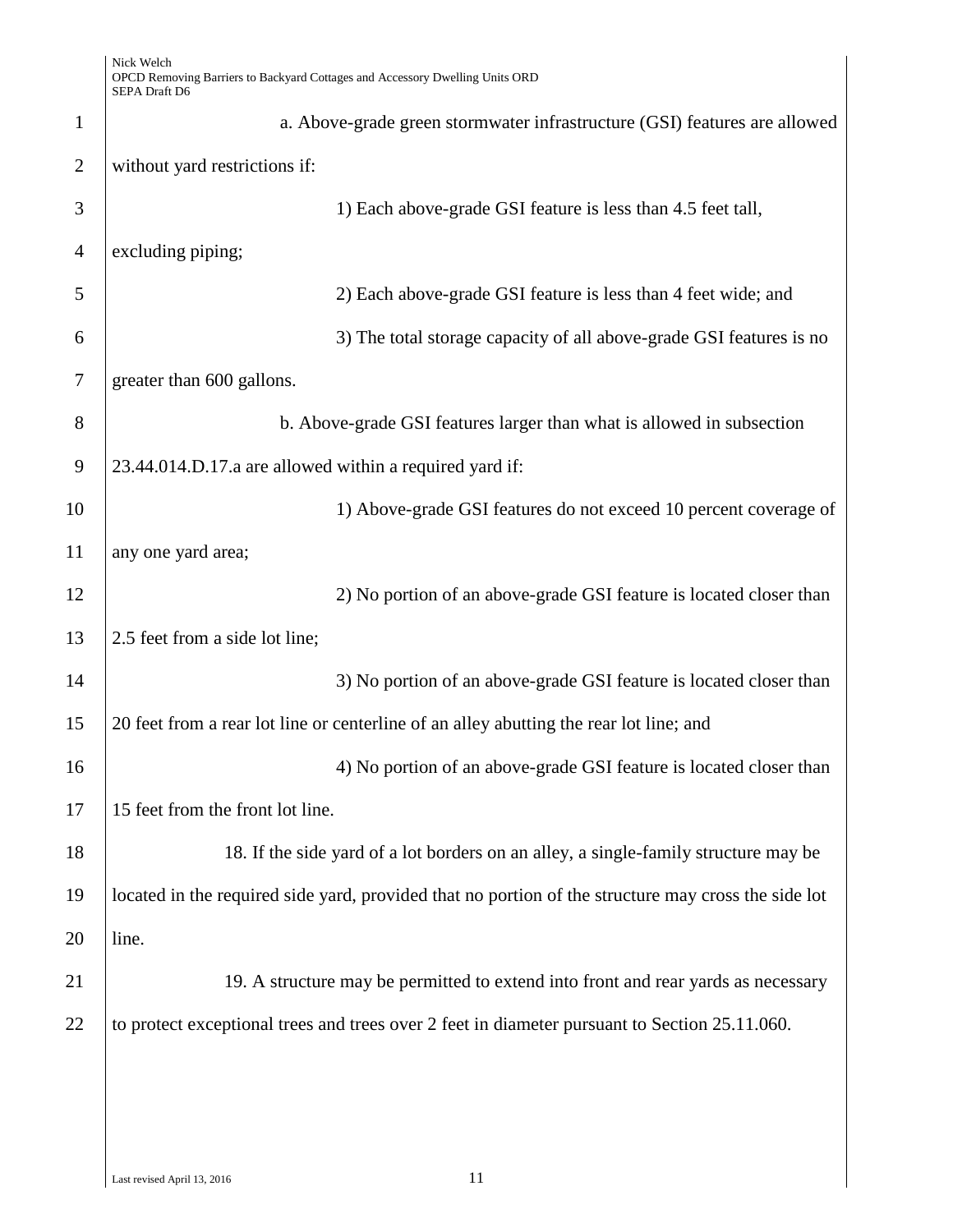a. Above-grade green stormwater infrastructure (GSI) features are allowed without yard restrictions if:

1) Each above-grade GSI feature is less than 4.5 feet tall, excluding piping;

2) Each above-grade GSI feature is less than 4 feet wide; and

3) The total storage capacity of all above-grade GSI features is no greater than 600 gallons.

b. Above-grade GSI features larger than what is allowed in subsection 23.44.014.D.17.a are allowed within a required yard if:

1) Above-grade GSI features do not exceed 10 percent coverage of any one yard area;

2) No portion of an above-grade GSI feature is located closer than 2.5 feet from a side lot line;

3) No portion of an above-grade GSI feature is located closer than 20 feet from a rear lot line or centerline of an alley abutting the rear lot line; and

4) No portion of an above-grade GSI feature is located closer than 15 feet from the front lot line.

18. If the side yard of a lot borders on an alley, a single-family structure may be located in the required side yard, provided that no portion of the structure may cross the side lot line.

19. A structure may be permitted to extend into front and rear yards as necessary to protect exceptional trees and trees over 2 feet in diameter pursuant to Section 25.11.060.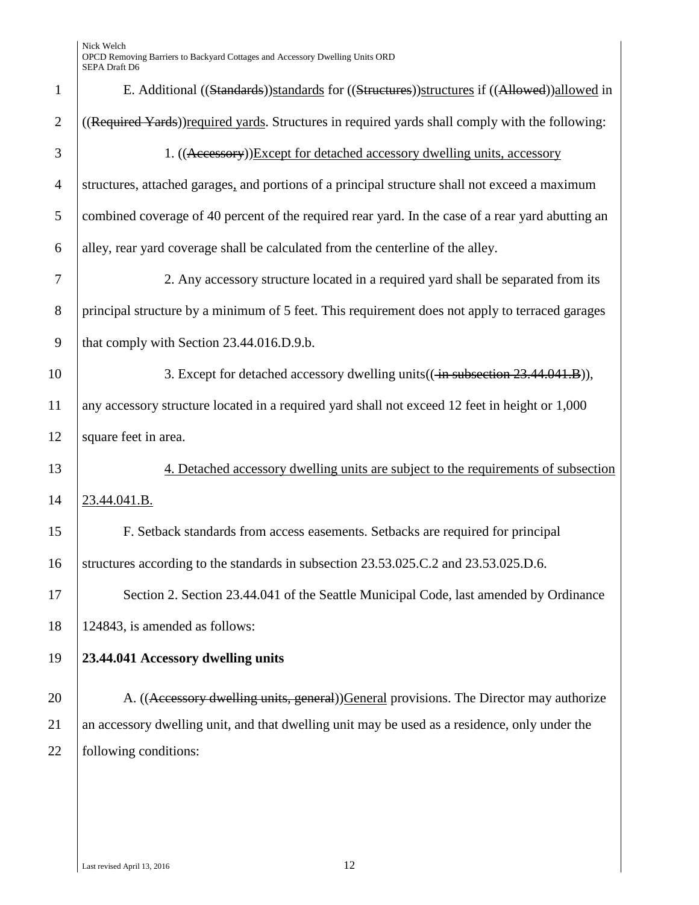E. Additional ((~~Standards~~))<u>standards</u> for ((~~Structures~~))<u>structures</u> if ((~~Allowed~~))<u>allowed</u> in ((~~Required Yards~~))<u>required yards</u>. Structures in required yards shall comply with the following:

1. ((~~Accessory~~))<u>Except for detached accessory dwelling units, accessory</u> structures, attached garages<u>,</u> and portions of a principal structure shall not exceed a maximum combined coverage of 40 percent of the required rear yard. In the case of a rear yard abutting an alley, rear yard coverage shall be calculated from the centerline of the alley.

2. Any accessory structure located in a required yard shall be separated from its principal structure by a minimum of 5 feet. This requirement does not apply to terraced garages that comply with Section 23.44.016.D.9.b.

3. Except for detached accessory dwelling units((~~ in subsection 23.44.041.B~~)), any accessory structure located in a required yard shall not exceed 12 feet in height or 1,000 square feet in area.

<u>4. Detached accessory dwelling units are subject to the requirements of subsection 23.44.041.B.</u>

F. Setback standards from access easements. Setbacks are required for principal structures according to the standards in subsection 23.53.025.C.2 and 23.53.025.D.6.

Section 2. Section 23.44.041 of the Seattle Municipal Code, last amended by Ordinance 124843, is amended as follows:

**23.44.041 Accessory dwelling units**

A. ((~~Accessory dwelling units, general~~))<u>General</u> provisions. The Director may authorize an accessory dwelling unit, and that dwelling unit may be used as a residence, only under the following conditions: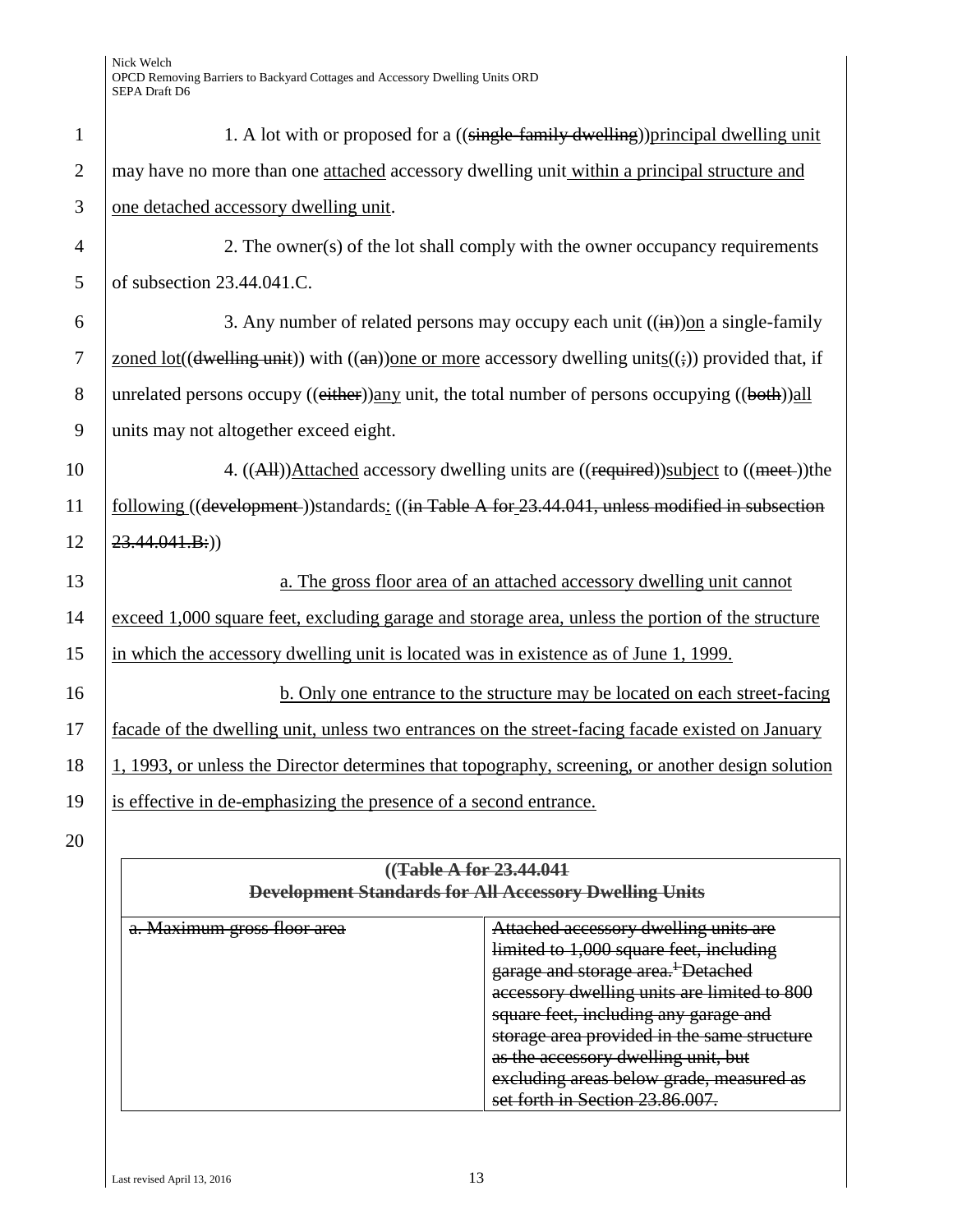1. A lot with or proposed for a ((~~single-family dwelling~~))<u>principal dwelling unit</u> may have no more than one <u>attached</u> accessory dwelling unit <u>within a principal structure and one detached accessory dwelling unit</u>.

2. The owner(s) of the lot shall comply with the owner occupancy requirements of subsection 23.44.041.C.

3. Any number of related persons may occupy each unit ((~~in~~))<u>on</u> a single-family <u>zoned lot</u>((~~dwelling unit~~)) with ((~~an~~))<u>one or more</u> accessory dwelling unit<u>s</u>((~~;~~)) provided that, if unrelated persons occupy ((~~either~~))<u>any</u> unit, the total number of persons occupying ((~~both~~))<u>all</u> units may not altogether exceed eight.

4. ((~~All~~))<u>Attached</u> accessory dwelling units are ((~~required~~))<u>subject</u> to ((~~meet~~ ))the <u>following</u> ((~~development~~ ))standards<u>:</u> ((~~in Table A for 23.44.041, unless modified in subsection 23.44.041.B:~~))

<u>a. The gross floor area of an attached accessory dwelling unit cannot exceed 1,000 square feet, excluding garage and storage area, unless the portion of the structure in which the accessory dwelling unit is located was in existence as of June 1, 1999.</u>

<u>b. Only one entrance to the structure may be located on each street-facing facade of the dwelling unit, unless two entrances on the street-facing facade existed on January 1, 1993, or unless the Director determines that topography, screening, or another design solution is effective in de-emphasizing the presence of a second entrance.</u>

| ((~~Table A for 23.44.041~~) ~~Development Standards for All Accessory Dwelling Units~~ | |
|---|---|
| ~~a. Maximum gross floor area~~ | ~~Attached accessory dwelling units are limited to 1,000 square feet, including garage and storage area.[1] Detached accessory dwelling units are limited to 800 square feet, including any garage and storage area provided in the same structure as the accessory dwelling unit, but excluding areas below grade, measured as set forth in Section 23.86.007.~~ |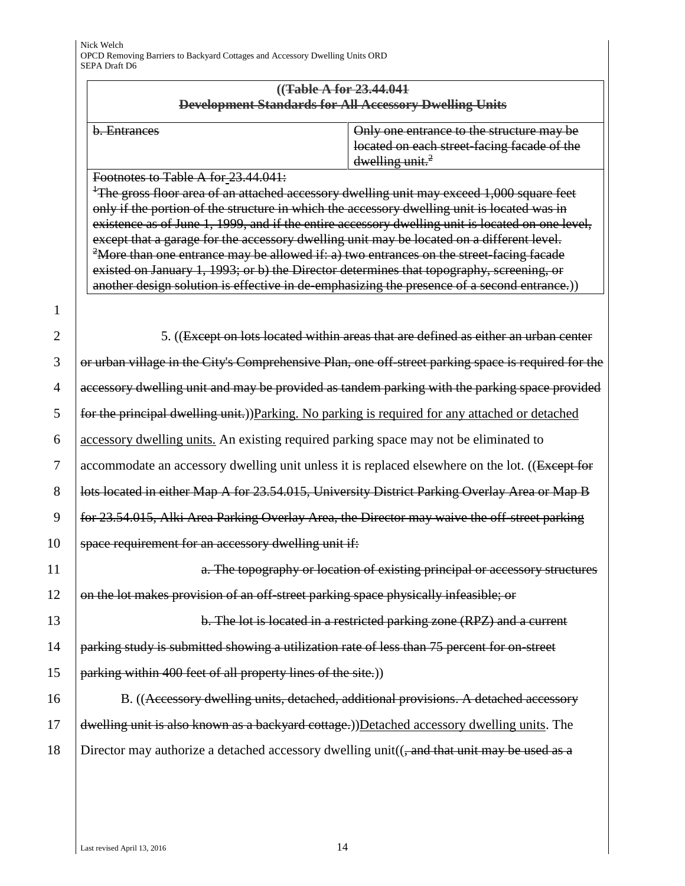((~~Table A for 23.44.041~~
~~Development Standards for All Accessory Dwelling Units~~

| | |
|---|---|
| ~~b. Entrances~~ | ~~Only one entrance to the structure may be located on each street-facing facade of the dwelling unit.[2]~~ |

~~Footnotes to Table A for 23.44.041:~~
~~[1]The gross floor area of an attached accessory dwelling unit may exceed 1,000 square feet only if the portion of the structure in which the accessory dwelling unit is located was in existence as of June 1, 1999, and if the entire accessory dwelling unit is located on one level, except that a garage for the accessory dwelling unit may be located on a different level.~~
~~[2]More than one entrance may be allowed if: a) two entrances on the street-facing facade existed on January 1, 1993; or b) the Director determines that topography, screening, or another design solution is effective in de-emphasizing the presence of a second entrance.~~))

5. ((~~Except on lots located within areas that are defined as either an urban center or urban village in the City's Comprehensive Plan, one off-street parking space is required for the accessory dwelling unit and may be provided as tandem parking with the parking space provided for the principal dwelling unit.~~))<u>Parking. No parking is required for any attached or detached accessory dwelling units.</u> An existing required parking space may not be eliminated to accommodate an accessory dwelling unit unless it is replaced elsewhere on the lot. ((~~Except for lots located in either Map A for 23.54.015, University District Parking Overlay Area or Map B for 23.54.015, Alki Area Parking Overlay Area, the Director may waive the off-street parking space requirement for an accessory dwelling unit if:~~

~~a. The topography or location of existing principal or accessory structures on the lot makes provision of an off-street parking space physically infeasible; or~~

~~b. The lot is located in a restricted parking zone (RPZ) and a current parking study is submitted showing a utilization rate of less than 75 percent for on-street parking within 400 feet of all property lines of the site.~~))

B. ((~~Accessory dwelling units, detached, additional provisions. A detached accessory dwelling unit is also known as a backyard cottage.~~))<u>Detached accessory dwelling units</u>. The Director may authorize a detached accessory dwelling unit((~~, and that unit may be used as a~~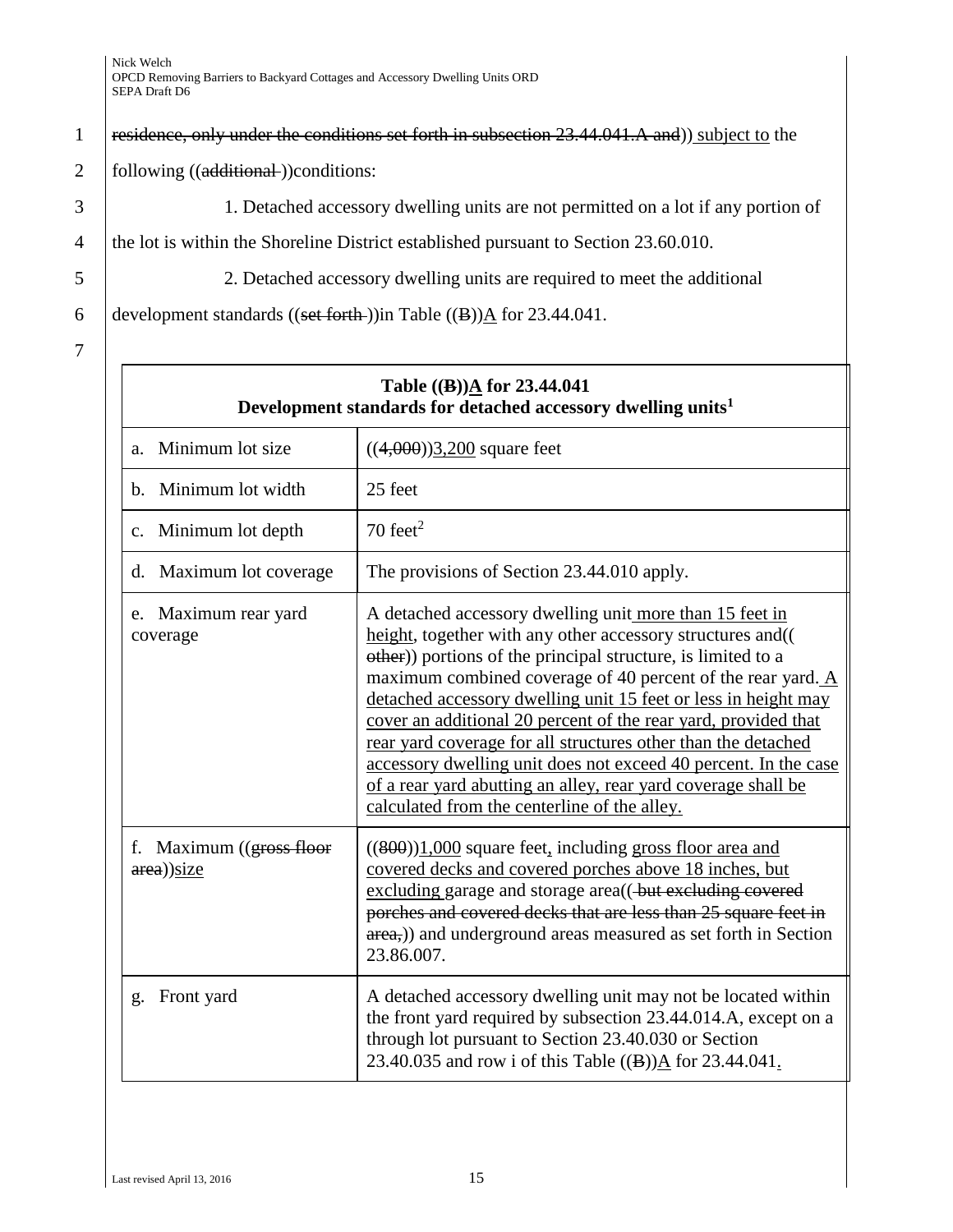~~residence, only under the conditions set forth in subsection 23.44.041.A and~~)) <u>subject to</u> the following ((~~additional~~ ))conditions:

1. Detached accessory dwelling units are not permitted on a lot if any portion of the lot is within the Shoreline District established pursuant to Section 23.60.010.

2. Detached accessory dwelling units are required to meet the additional development standards ((~~set forth~~ ))in Table ((~~B~~))<u>A</u> for 23.44.041.

| Table ((~~B~~))<u>A</u> for 23.44.041 Development standards for detached accessory dwelling units[1] | |
|---|---|
| a. Minimum lot size | ((~~4,000~~))<u>3,200</u> square feet |
| b. Minimum lot width | 25 feet |
| c. Minimum lot depth | 70 feet[2] |
| d. Maximum lot coverage | The provisions of Section 23.44.010 apply. |
| e. Maximum rear yard coverage | A detached accessory dwelling unit<u> more than 15 feet in height</u>, together with any other accessory structures and(( ~~other~~)) portions of the principal structure, is limited to a maximum combined coverage of 40 percent of the rear yard.<u> A detached accessory dwelling unit 15 feet or less in height may cover an additional 20 percent of the rear yard, provided that rear yard coverage for all structures other than the detached accessory dwelling unit does not exceed 40 percent. In the case of a rear yard abutting an alley, rear yard coverage shall be calculated from the centerline of the alley.</u> |
| f. Maximum ((~~gross floor area~~))<u>size</u> | ((~~800~~))<u>1,000</u> square feet<u>,</u> including <u>gross floor area and covered decks and covered porches above 18 inches, but excluding </u>garage and storage area((~~ but excluding covered porches and covered decks that are less than 25 square feet in area,~~)) and underground areas measured as set forth in Section 23.86.007. |
| g. Front yard | A detached accessory dwelling unit may not be located within the front yard required by subsection 23.44.014.A, except on a through lot pursuant to Section 23.40.030 or Section 23.40.035 and row i of this Table ((~~B~~))<u>A</u> for 23.44.041<u>.</u> |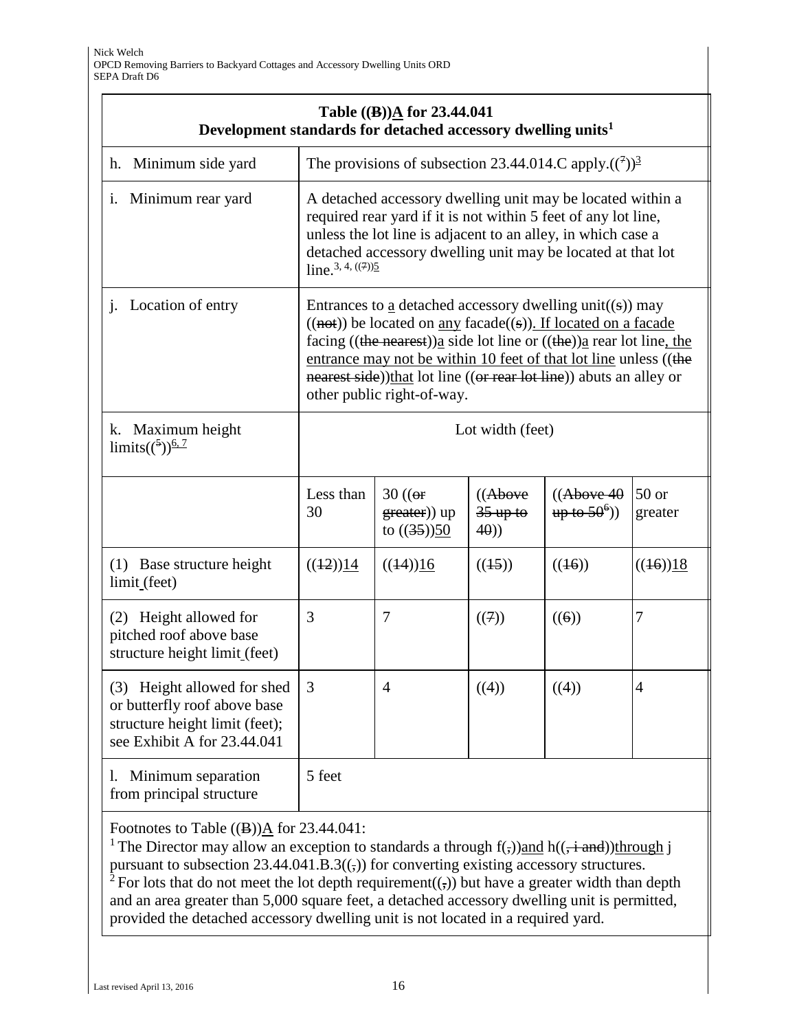| Table ((B))A for 23.44.041 Development standards for detached accessory dwelling units[1] | | | | | |
|---|---|---|---|---|---|
| h. Minimum side yard | The provisions of subsection 23.44.014.C apply.(([7]))[3] | | | | |
| i. Minimum rear yard | A detached accessory dwelling unit may be located within a required rear yard if it is not within 5 feet of any lot line, unless the lot line is adjacent to an alley, in which case a detached accessory dwelling unit may be located at that lot line.[3, 4, ((7))5] | | | | |
| j. Location of entry | Entrances to a detached accessory dwelling unit((s)) may ((not)) be located on any facade((s)). If located on a facade facing ((the nearest))a side lot line or ((the))a rear lot line, the entrance may not be within 10 feet of that lot line unless ((the nearest side))that lot line ((or rear lot line)) abuts an alley or other public right-of-way. | | | | |
| k. Maximum height limits(([5]))[6, 7] | Lot width (feet) | | | | |
| | Less than 30 | 30 ((or greater)) up to ((35))50 | ((Above 35 up to 40)) | ((Above 40 up to 50[6])) | 50 or greater |
| (1) Base structure height limit (feet) | ((12))14 | ((14))16 | ((15)) | ((16)) | ((16))18 |
| (2) Height allowed for pitched roof above base structure height limit (feet) | 3 | 7 | ((7)) | ((6)) | 7 |
| (3) Height allowed for shed or butterfly roof above base structure height limit (feet); see Exhibit A for 23.44.041 | 3 | 4 | ((4)) | ((4)) | 4 |
| l. Minimum separation from principal structure | 5 feet | | | | |

Footnotes to Table ((B))A for 23.44.041:

[1] The Director may allow an exception to standards a through f((,))and h((, i and))through j pursuant to subsection 23.44.041.B.3((,)) for converting existing accessory structures.

[2] For lots that do not meet the lot depth requirement((,)) but have a greater width than depth and an area greater than 5,000 square feet, a detached accessory dwelling unit is permitted, provided the detached accessory dwelling unit is not located in a required yard.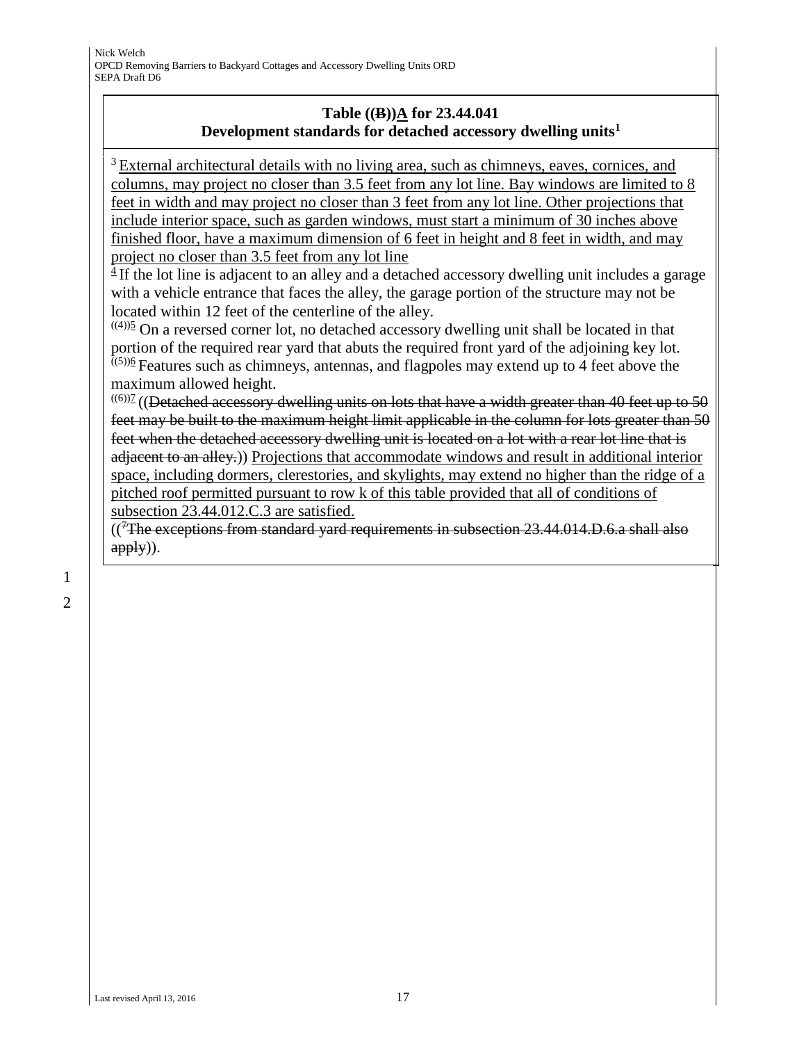**Table ((~~B~~))<u>A</u> for 23.44.041**
**Development standards for detached accessory dwelling units[1]**

[3] <u>External architectural details with no living area, such as chimneys, eaves, cornices, and columns, may project no closer than 3.5 feet from any lot line. Bay windows are limited to 8 feet in width and may project no closer than 3 feet from any lot line. Other projections that include interior space, such as garden windows, must start a minimum of 30 inches above finished floor, have a maximum dimension of 6 feet in height and 8 feet in width, and may project no closer than 3.5 feet from any lot line</u>

<u>[4]</u> If the lot line is adjacent to an alley and a detached accessory dwelling unit includes a garage with a vehicle entrance that faces the alley, the garage portion of the structure may not be located within 12 feet of the centerline of the alley.

[((4))<u>5</u>] On a reversed corner lot, no detached accessory dwelling unit shall be located in that portion of the required rear yard that abuts the required front yard of the adjoining key lot.

[((5))<u>6</u>] Features such as chimneys, antennas, and flagpoles may extend up to 4 feet above the maximum allowed height.

[((6))<u>7</u>] ((~~Detached accessory dwelling units on lots that have a width greater than 40 feet up to 50 feet may be built to the maximum height limit applicable in the column for lots greater than 50 feet when the detached accessory dwelling unit is located on a lot with a rear lot line that is adjacent to an alley.~~)) <u>Projections that accommodate windows and result in additional interior space, including dormers, clerestories, and skylights, may extend no higher than the ridge of a pitched roof permitted pursuant to row k of this table provided that all of conditions of subsection 23.44.012.C.3 are satisfied.</u>

(([~~7~~]~~The exceptions from standard yard requirements in subsection 23.44.014.D.6.a shall also apply~~)).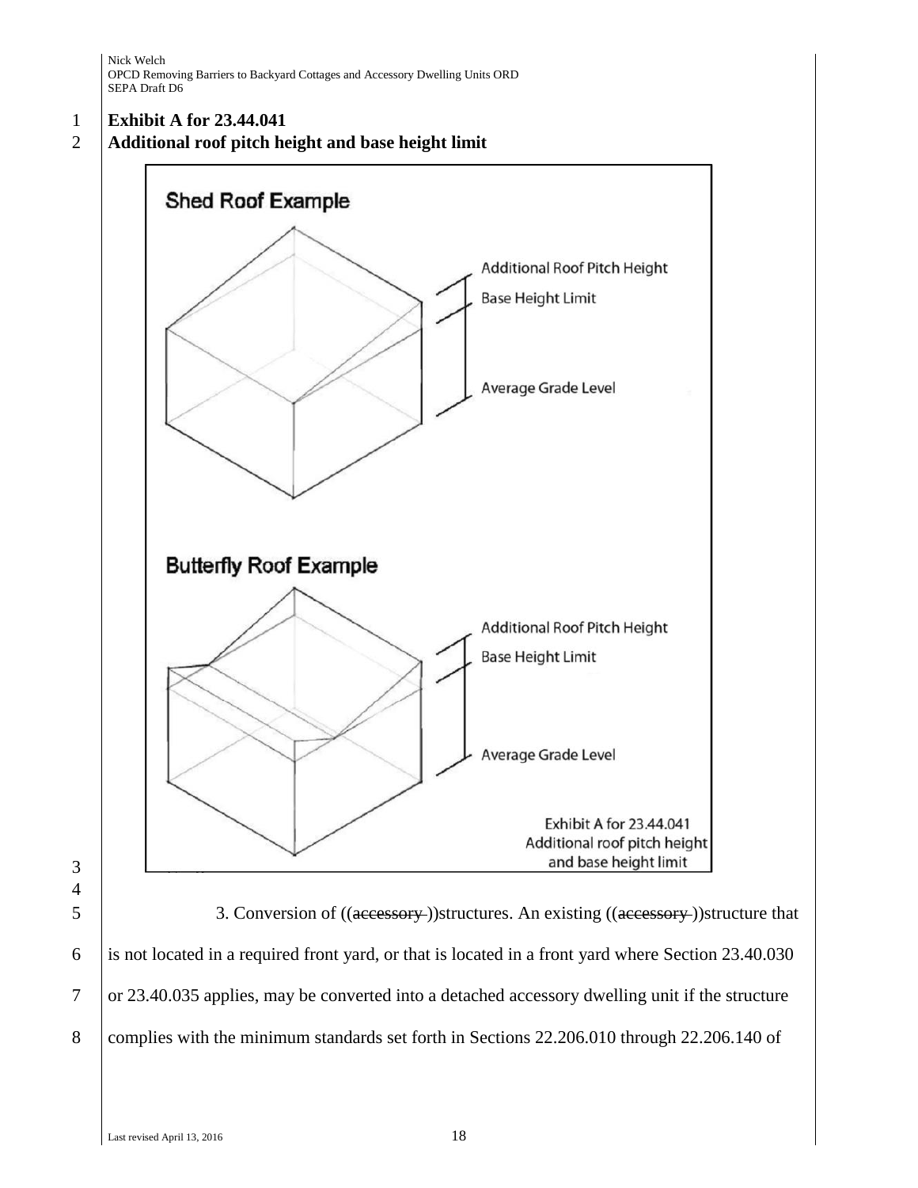**Exhibit A for 23.44.041**
**Additional roof pitch height and base height limit**

Shed Roof Example

Additional Roof Pitch Height
Base Height Limit
Average Grade Level

Butterfly Roof Example

Additional Roof Pitch Height
Base Height Limit
Average Grade Level

Exhibit A for 23.44.041
Additional roof pitch height and base height limit

3. Conversion of ((~~accessory~~ ))structures. An existing ((~~accessory~~ ))structure that is not located in a required front yard, or that is located in a front yard where Section 23.40.030 or 23.40.035 applies, may be converted into a detached accessory dwelling unit if the structure complies with the minimum standards set forth in Sections 22.206.010 through 22.206.140 of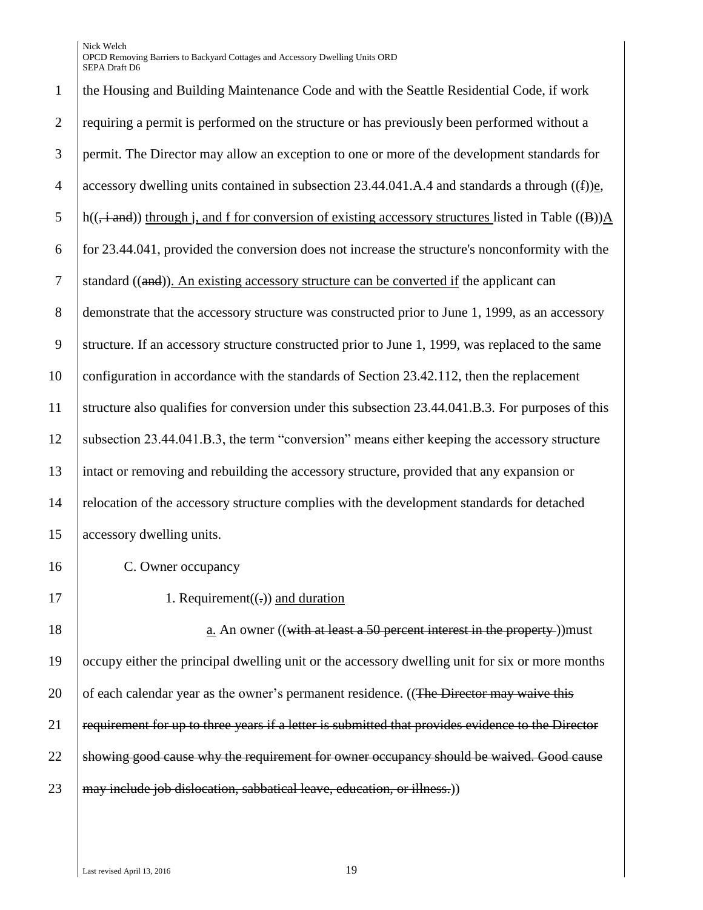the Housing and Building Maintenance Code and with the Seattle Residential Code, if work requiring a permit is performed on the structure or has previously been performed without a permit. The Director may allow an exception to one or more of the development standards for accessory dwelling units contained in subsection 23.44.041.A.4 and standards a through ((~~f~~))<u>e</u>, h((~~, i and~~)) <u>through j, and f for conversion of existing accessory structures</u> listed in Table ((~~B~~))<u>A</u> for 23.44.041, provided the conversion does not increase the structure's nonconformity with the standard ((~~and~~))<u>. An existing accessory structure can be converted if</u> the applicant can demonstrate that the accessory structure was constructed prior to June 1, 1999, as an accessory structure. If an accessory structure constructed prior to June 1, 1999, was replaced to the same configuration in accordance with the standards of Section 23.42.112, then the replacement structure also qualifies for conversion under this subsection 23.44.041.B.3. For purposes of this subsection 23.44.041.B.3, the term "conversion" means either keeping the accessory structure intact or removing and rebuilding the accessory structure, provided that any expansion or relocation of the accessory structure complies with the development standards for detached accessory dwelling units.

C. Owner occupancy

1. Requirement((~~.~~)) <u>and duration</u>

<u>a.</u> An owner ((~~with at least a 50 percent interest in the property~~ ))must occupy either the principal dwelling unit or the accessory dwelling unit for six or more months of each calendar year as the owner's permanent residence. ((~~The Director may waive this requirement for up to three years if a letter is submitted that provides evidence to the Director showing good cause why the requirement for owner occupancy should be waived. Good cause may include job dislocation, sabbatical leave, education, or illness.~~))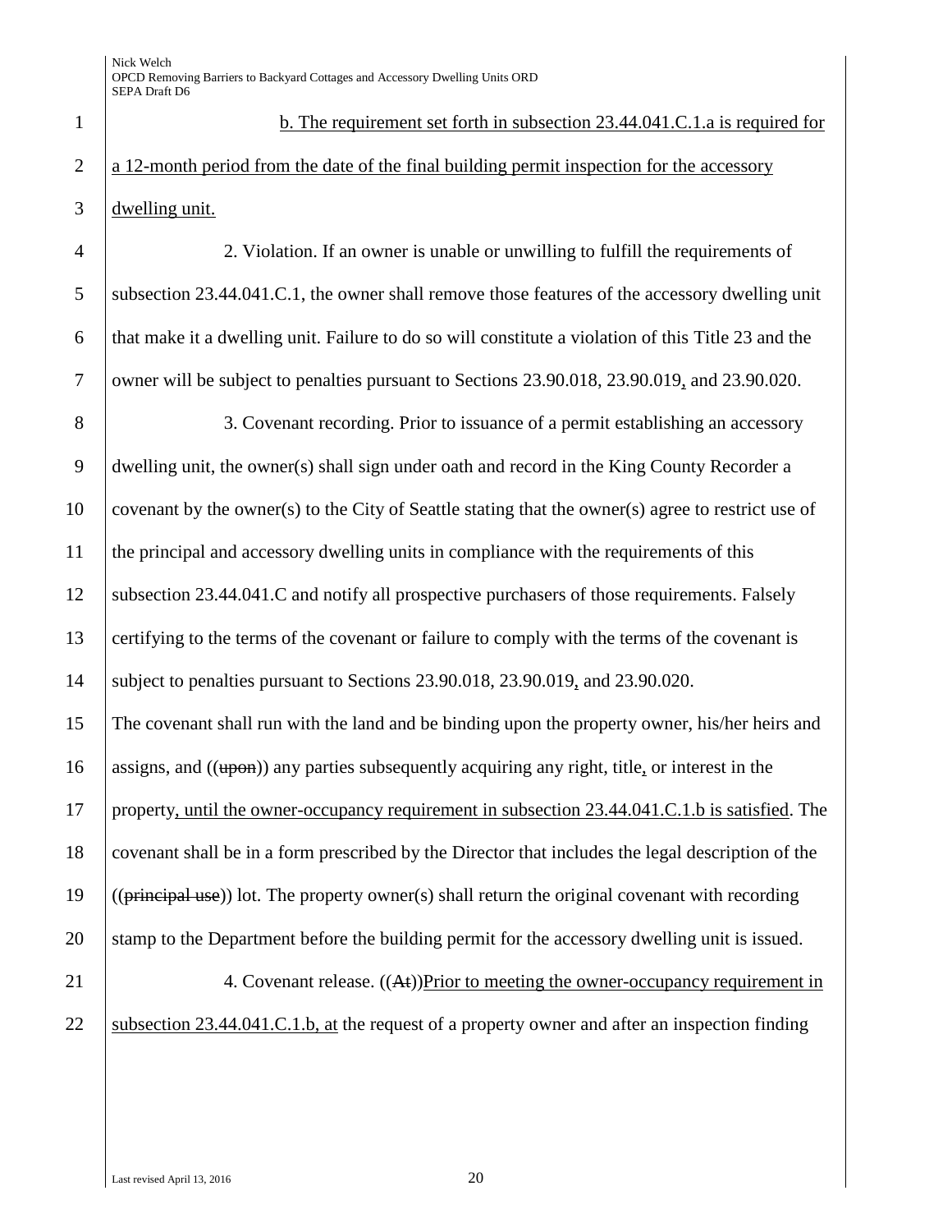b. The requirement set forth in subsection 23.44.041.C.1.a is required for a 12-month period from the date of the final building permit inspection for the accessory dwelling unit.

2. Violation. If an owner is unable or unwilling to fulfill the requirements of subsection 23.44.041.C.1, the owner shall remove those features of the accessory dwelling unit that make it a dwelling unit. Failure to do so will constitute a violation of this Title 23 and the owner will be subject to penalties pursuant to Sections 23.90.018, 23.90.019, and 23.90.020.

3. Covenant recording. Prior to issuance of a permit establishing an accessory dwelling unit, the owner(s) shall sign under oath and record in the King County Recorder a covenant by the owner(s) to the City of Seattle stating that the owner(s) agree to restrict use of the principal and accessory dwelling units in compliance with the requirements of this subsection 23.44.041.C and notify all prospective purchasers of those requirements. Falsely certifying to the terms of the covenant or failure to comply with the terms of the covenant is subject to penalties pursuant to Sections 23.90.018, 23.90.019, and 23.90.020.
The covenant shall run with the land and be binding upon the property owner, his/her heirs and assigns, and ((~~upon~~)) any parties subsequently acquiring any right, title, or interest in the property, until the owner-occupancy requirement in subsection 23.44.041.C.1.b is satisfied. The covenant shall be in a form prescribed by the Director that includes the legal description of the ((~~principal use~~)) lot. The property owner(s) shall return the original covenant with recording stamp to the Department before the building permit for the accessory dwelling unit is issued.

4. Covenant release. ((~~At~~))Prior to meeting the owner-occupancy requirement in subsection 23.44.041.C.1.b, at the request of a property owner and after an inspection finding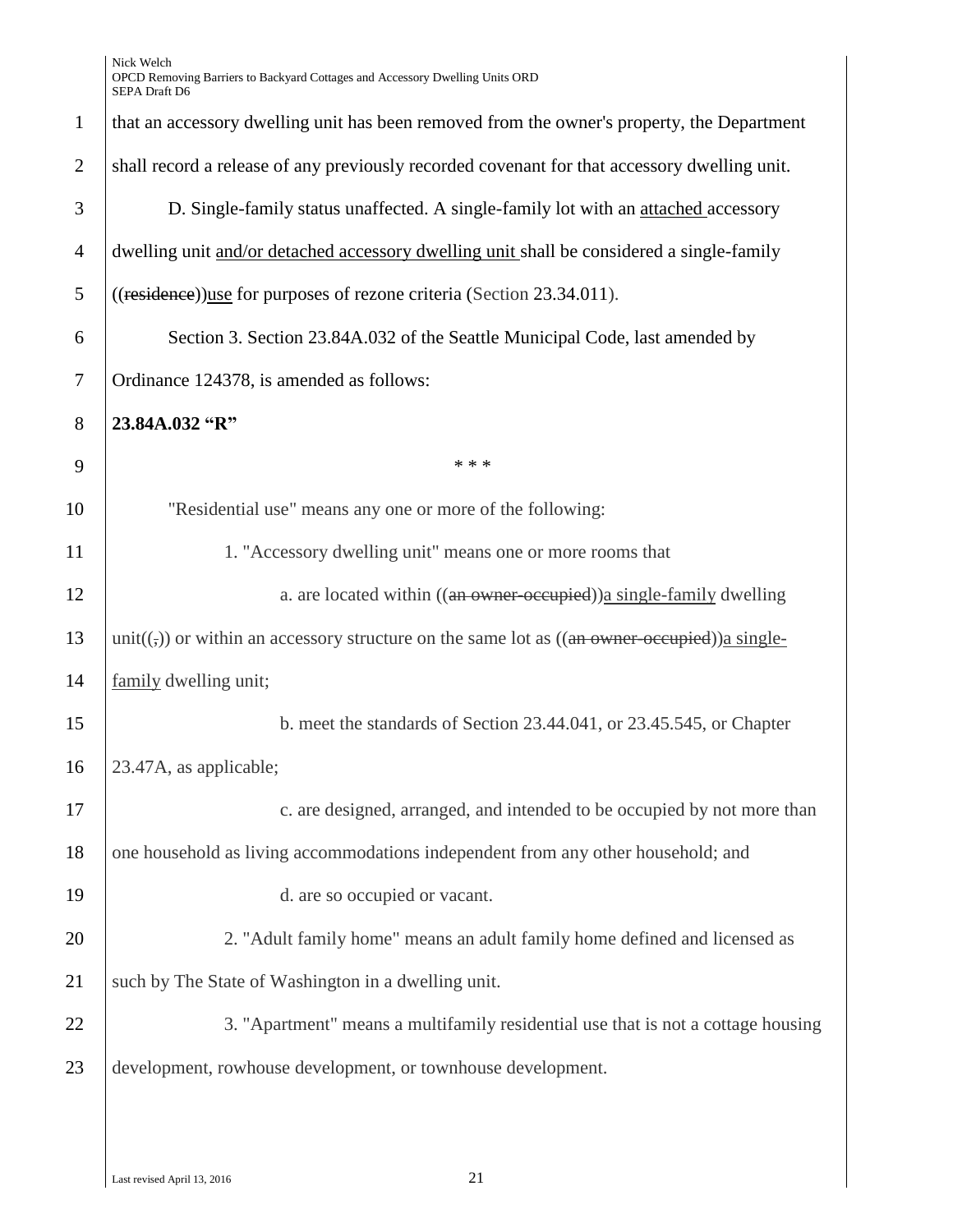that an accessory dwelling unit has been removed from the owner's property, the Department shall record a release of any previously recorded covenant for that accessory dwelling unit.

D. Single-family status unaffected. A single-family lot with an attached accessory dwelling unit and/or detached accessory dwelling unit shall be considered a single-family ((~~residence~~))use for purposes of rezone criteria (Section 23.34.011).

Section 3. Section 23.84A.032 of the Seattle Municipal Code, last amended by Ordinance 124378, is amended as follows:

**23.84A.032 "R"**

\* \* \*

"Residential use" means any one or more of the following:

1. "Accessory dwelling unit" means one or more rooms that

a. are located within ((~~an owner-occupied~~))a single-family dwelling unit((~~,~~)) or within an accessory structure on the same lot as ((~~an owner-occupied~~))a single-family dwelling unit;

b. meet the standards of Section 23.44.041, or 23.45.545, or Chapter 23.47A, as applicable;

c. are designed, arranged, and intended to be occupied by not more than one household as living accommodations independent from any other household; and

d. are so occupied or vacant.

2. "Adult family home" means an adult family home defined and licensed as such by The State of Washington in a dwelling unit.

3. "Apartment" means a multifamily residential use that is not a cottage housing development, rowhouse development, or townhouse development.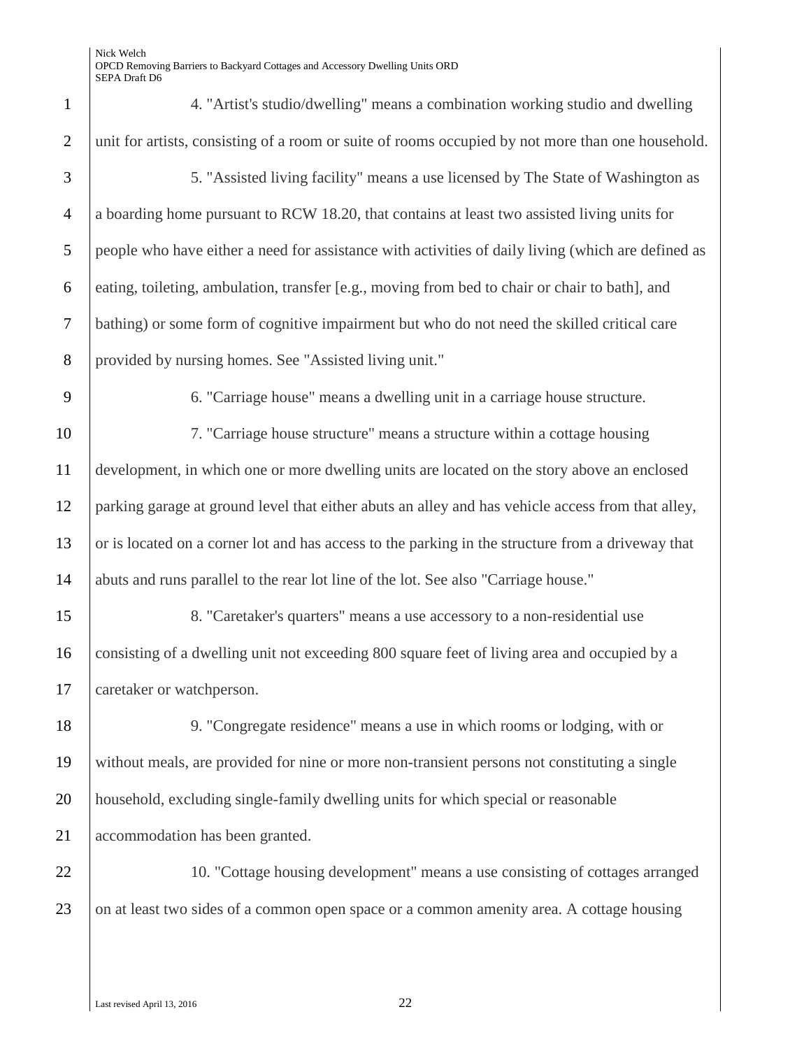4. "Artist's studio/dwelling" means a combination working studio and dwelling unit for artists, consisting of a room or suite of rooms occupied by not more than one household.

5. "Assisted living facility" means a use licensed by The State of Washington as a boarding home pursuant to RCW 18.20, that contains at least two assisted living units for people who have either a need for assistance with activities of daily living (which are defined as eating, toileting, ambulation, transfer [e.g., moving from bed to chair or chair to bath], and bathing) or some form of cognitive impairment but who do not need the skilled critical care provided by nursing homes. See "Assisted living unit."

6. "Carriage house" means a dwelling unit in a carriage house structure.

7. "Carriage house structure" means a structure within a cottage housing development, in which one or more dwelling units are located on the story above an enclosed parking garage at ground level that either abuts an alley and has vehicle access from that alley, or is located on a corner lot and has access to the parking in the structure from a driveway that abuts and runs parallel to the rear lot line of the lot. See also "Carriage house."

8. "Caretaker's quarters" means a use accessory to a non-residential use consisting of a dwelling unit not exceeding 800 square feet of living area and occupied by a caretaker or watchperson.

9. "Congregate residence" means a use in which rooms or lodging, with or without meals, are provided for nine or more non-transient persons not constituting a single household, excluding single-family dwelling units for which special or reasonable accommodation has been granted.

10. "Cottage housing development" means a use consisting of cottages arranged on at least two sides of a common open space or a common amenity area. A cottage housing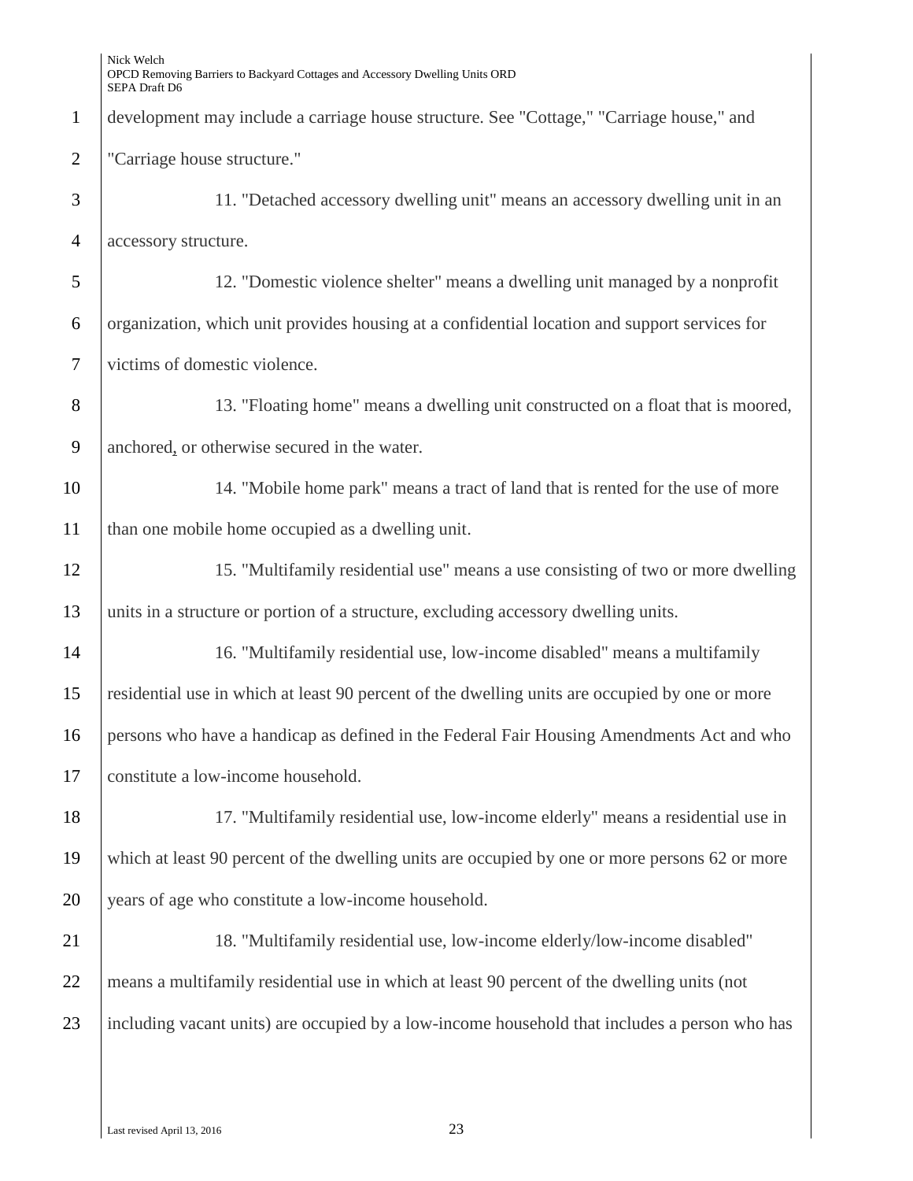development may include a carriage house structure. See "Cottage," "Carriage house," and "Carriage house structure."

11. "Detached accessory dwelling unit" means an accessory dwelling unit in an accessory structure.

12. "Domestic violence shelter" means a dwelling unit managed by a nonprofit organization, which unit provides housing at a confidential location and support services for victims of domestic violence.

13. "Floating home" means a dwelling unit constructed on a float that is moored, anchored, or otherwise secured in the water.

14. "Mobile home park" means a tract of land that is rented for the use of more than one mobile home occupied as a dwelling unit.

15. "Multifamily residential use" means a use consisting of two or more dwelling units in a structure or portion of a structure, excluding accessory dwelling units.

16. "Multifamily residential use, low-income disabled" means a multifamily residential use in which at least 90 percent of the dwelling units are occupied by one or more persons who have a handicap as defined in the Federal Fair Housing Amendments Act and who constitute a low-income household.

17. "Multifamily residential use, low-income elderly" means a residential use in which at least 90 percent of the dwelling units are occupied by one or more persons 62 or more years of age who constitute a low-income household.

18. "Multifamily residential use, low-income elderly/low-income disabled" means a multifamily residential use in which at least 90 percent of the dwelling units (not including vacant units) are occupied by a low-income household that includes a person who has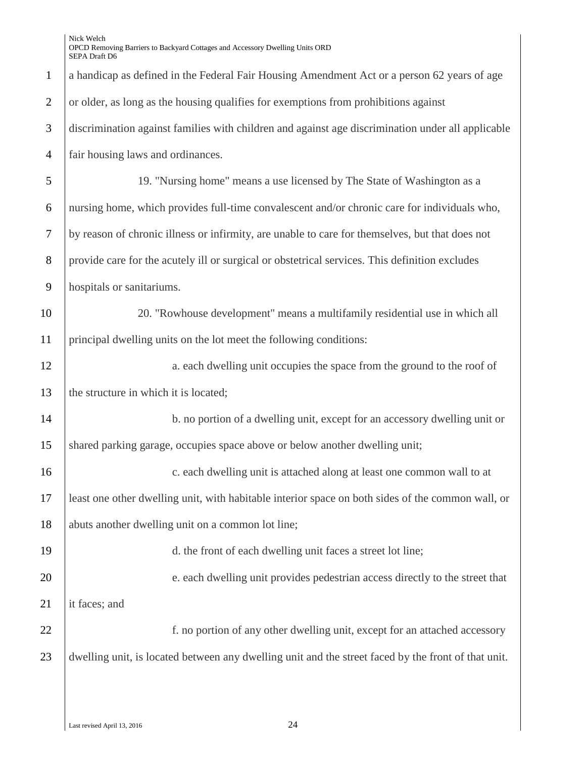a handicap as defined in the Federal Fair Housing Amendment Act or a person 62 years of age or older, as long as the housing qualifies for exemptions from prohibitions against discrimination against families with children and against age discrimination under all applicable fair housing laws and ordinances.

19. "Nursing home" means a use licensed by The State of Washington as a nursing home, which provides full-time convalescent and/or chronic care for individuals who, by reason of chronic illness or infirmity, are unable to care for themselves, but that does not provide care for the acutely ill or surgical or obstetrical services. This definition excludes hospitals or sanitariums.

20. "Rowhouse development" means a multifamily residential use in which all principal dwelling units on the lot meet the following conditions:

a. each dwelling unit occupies the space from the ground to the roof of the structure in which it is located;

b. no portion of a dwelling unit, except for an accessory dwelling unit or shared parking garage, occupies space above or below another dwelling unit;

c. each dwelling unit is attached along at least one common wall to at least one other dwelling unit, with habitable interior space on both sides of the common wall, or abuts another dwelling unit on a common lot line;

d. the front of each dwelling unit faces a street lot line;

e. each dwelling unit provides pedestrian access directly to the street that it faces; and

f. no portion of any other dwelling unit, except for an attached accessory dwelling unit, is located between any dwelling unit and the street faced by the front of that unit.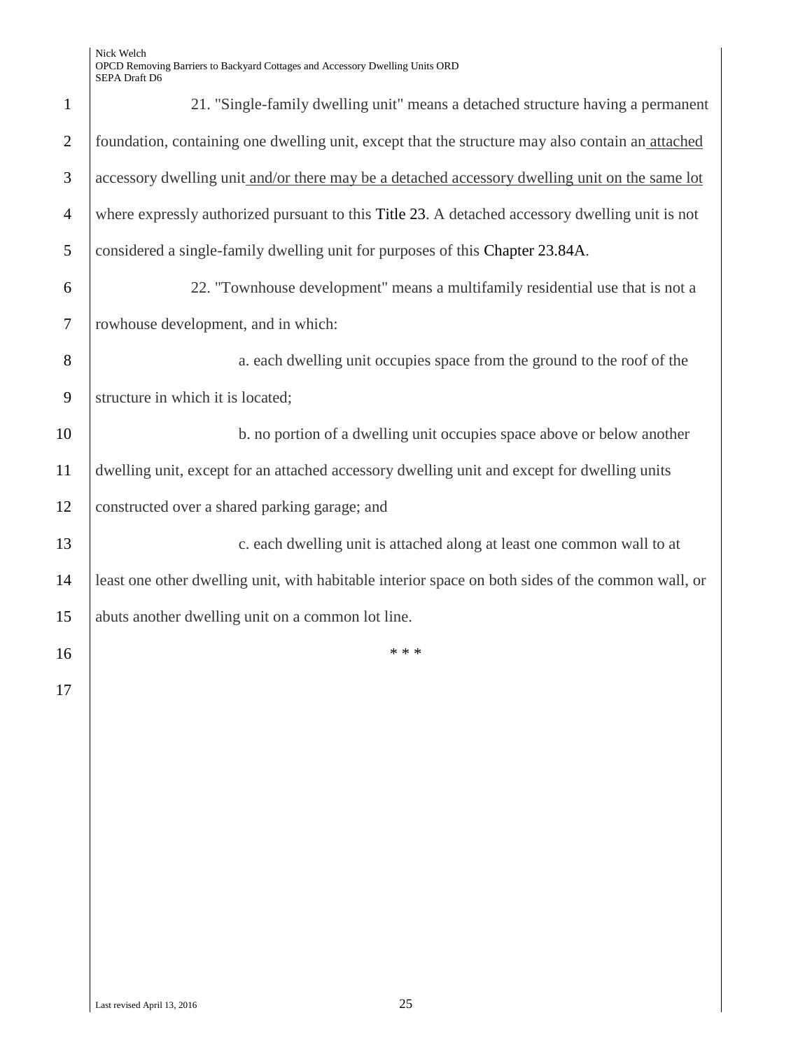21. "Single-family dwelling unit" means a detached structure having a permanent foundation, containing one dwelling unit, except that the structure may also contain an attached accessory dwelling unit and/or there may be a detached accessory dwelling unit on the same lot where expressly authorized pursuant to this Title 23. A detached accessory dwelling unit is not considered a single-family dwelling unit for purposes of this Chapter 23.84A.

22. "Townhouse development" means a multifamily residential use that is not a rowhouse development, and in which:

a. each dwelling unit occupies space from the ground to the roof of the structure in which it is located;

b. no portion of a dwelling unit occupies space above or below another dwelling unit, except for an attached accessory dwelling unit and except for dwelling units constructed over a shared parking garage; and

c. each dwelling unit is attached along at least one common wall to at least one other dwelling unit, with habitable interior space on both sides of the common wall, or abuts another dwelling unit on a common lot line.

\* \* \*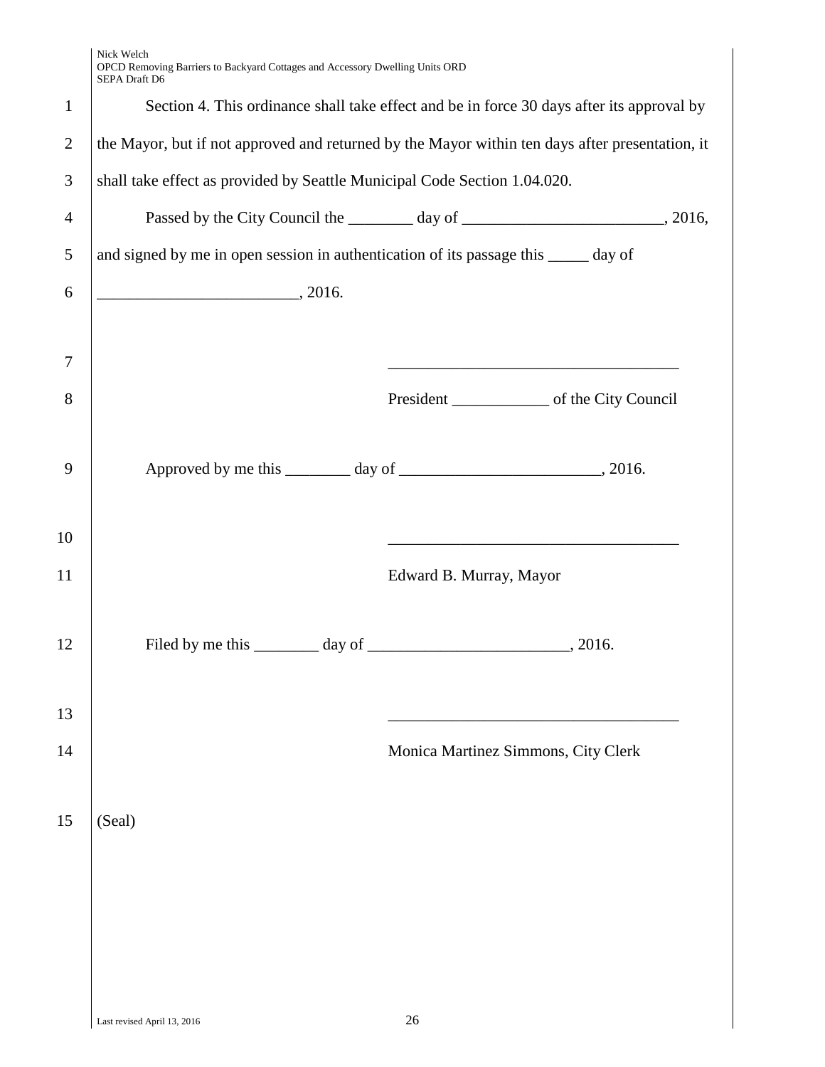Section 4. This ordinance shall take effect and be in force 30 days after its approval by the Mayor, but if not approved and returned by the Mayor within ten days after presentation, it shall take effect as provided by Seattle Municipal Code Section 1.04.020.

Passed by the City Council the ________ day of _________________________, 2016, and signed by me in open session in authentication of its passage this _____ day of _________________________, 2016.

____________________________________

President ____________ of the City Council

Approved by me this ________ day of _________________________, 2016.

____________________________________

Edward B. Murray, Mayor

Filed by me this ________ day of _________________________, 2016.

____________________________________

Monica Martinez Simmons, City Clerk

(Seal)